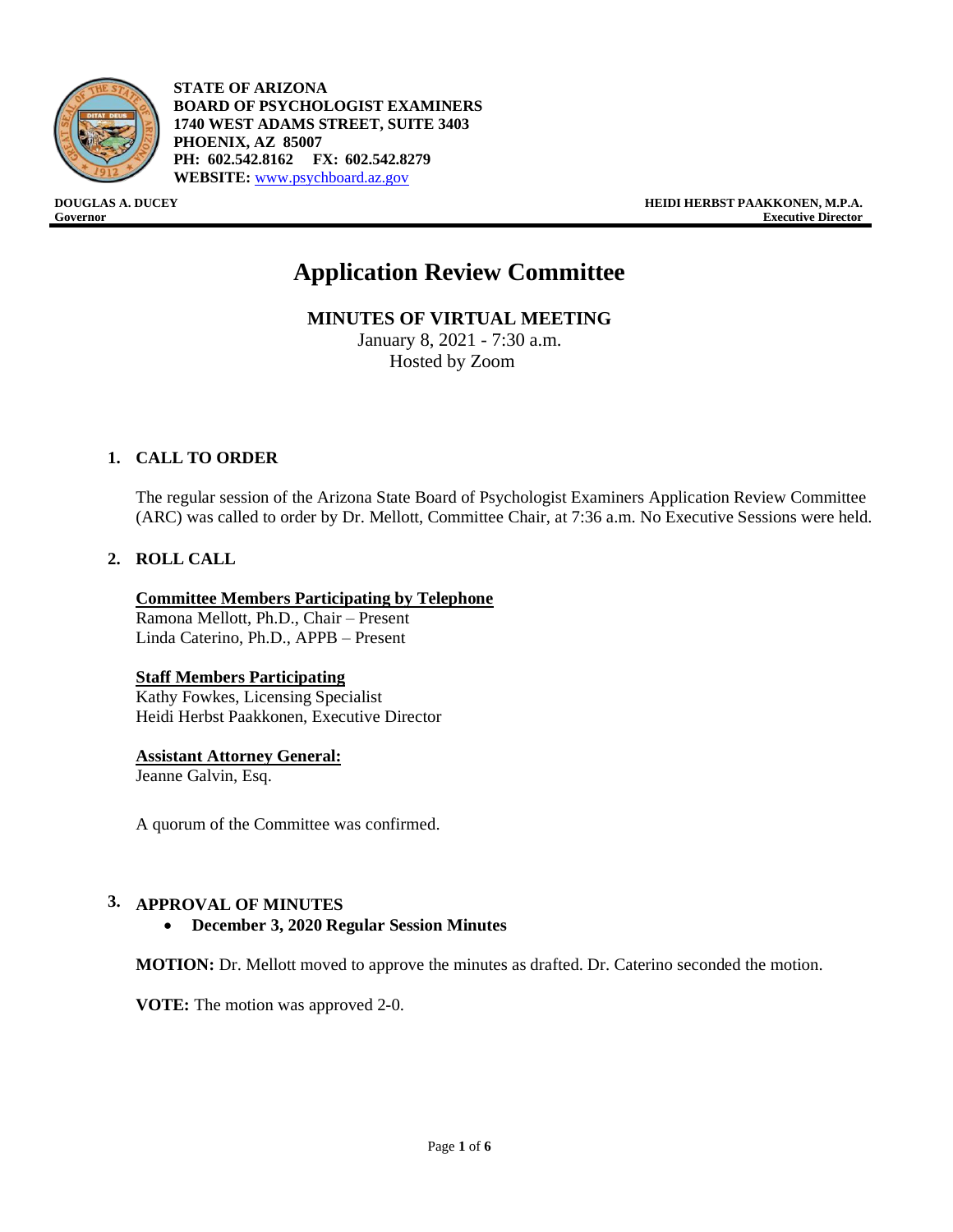**STATE OF ARIZONA**
**BOARD OF PSYCHOLOGIST EXAMINERS**
**1740 WEST ADAMS STREET, SUITE 3403**
**PHOENIX, AZ 85007**
**PH: 602.542.8162 FX: 602.542.8279**
**WEBSITE:** www.psychboard.az.gov

**DOUGLAS A. DUCEY**
**Governor**

**HEIDI HERBST PAAKKONEN, M.P.A.**
**Executive Director**

# Application Review Committee

## MINUTES OF VIRTUAL MEETING

January 8, 2021 - 7:30 a.m.
Hosted by Zoom

### 1. CALL TO ORDER

The regular session of the Arizona State Board of Psychologist Examiners Application Review Committee (ARC) was called to order by Dr. Mellott, Committee Chair, at 7:36 a.m. No Executive Sessions were held.

### 2. ROLL CALL

**Committee Members Participating by Telephone**
Ramona Mellott, Ph.D., Chair – Present
Linda Caterino, Ph.D., APPB – Present

**Staff Members Participating**
Kathy Fowkes, Licensing Specialist
Heidi Herbst Paakkonen, Executive Director

**Assistant Attorney General:**
Jeanne Galvin, Esq.

A quorum of the Committee was confirmed.

### 3. APPROVAL OF MINUTES

- **December 3, 2020 Regular Session Minutes**

**MOTION:** Dr. Mellott moved to approve the minutes as drafted. Dr. Caterino seconded the motion.

**VOTE:** The motion was approved 2-0.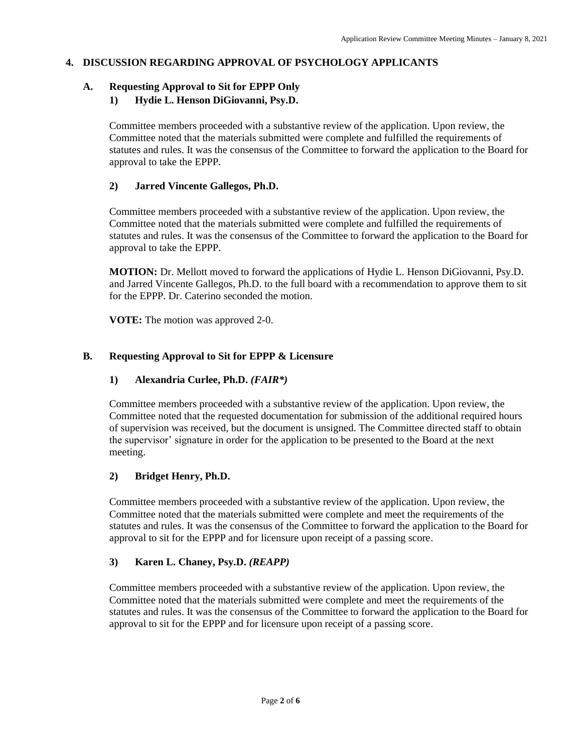## 4. DISCUSSION REGARDING APPROVAL OF PSYCHOLOGY APPLICANTS

### A. Requesting Approval to Sit for EPPP Only

#### 1) Hydie L. Henson DiGiovanni, Psy.D.

Committee members proceeded with a substantive review of the application. Upon review, the Committee noted that the materials submitted were complete and fulfilled the requirements of statutes and rules. It was the consensus of the Committee to forward the application to the Board for approval to take the EPPP.

#### 2) Jarred Vincente Gallegos, Ph.D.

Committee members proceeded with a substantive review of the application. Upon review, the Committee noted that the materials submitted were complete and fulfilled the requirements of statutes and rules. It was the consensus of the Committee to forward the application to the Board for approval to take the EPPP.

**MOTION:** Dr. Mellott moved to forward the applications of Hydie L. Henson DiGiovanni, Psy.D. and Jarred Vincente Gallegos, Ph.D. to the full board with a recommendation to approve them to sit for the EPPP. Dr. Caterino seconded the motion.

**VOTE:** The motion was approved 2-0.

### B. Requesting Approval to Sit for EPPP & Licensure

#### 1) Alexandria Curlee, Ph.D. *(FAIR*)*

Committee members proceeded with a substantive review of the application. Upon review, the Committee noted that the requested documentation for submission of the additional required hours of supervision was received, but the document is unsigned. The Committee directed staff to obtain the supervisor' signature in order for the application to be presented to the Board at the next meeting.

#### 2) Bridget Henry, Ph.D.

Committee members proceeded with a substantive review of the application. Upon review, the Committee noted that the materials submitted were complete and meet the requirements of the statutes and rules. It was the consensus of the Committee to forward the application to the Board for approval to sit for the EPPP and for licensure upon receipt of a passing score.

#### 3) Karen L. Chaney, Psy.D. *(REAPP)*

Committee members proceeded with a substantive review of the application. Upon review, the Committee noted that the materials submitted were complete and meet the requirements of the statutes and rules. It was the consensus of the Committee to forward the application to the Board for approval to sit for the EPPP and for licensure upon receipt of a passing score.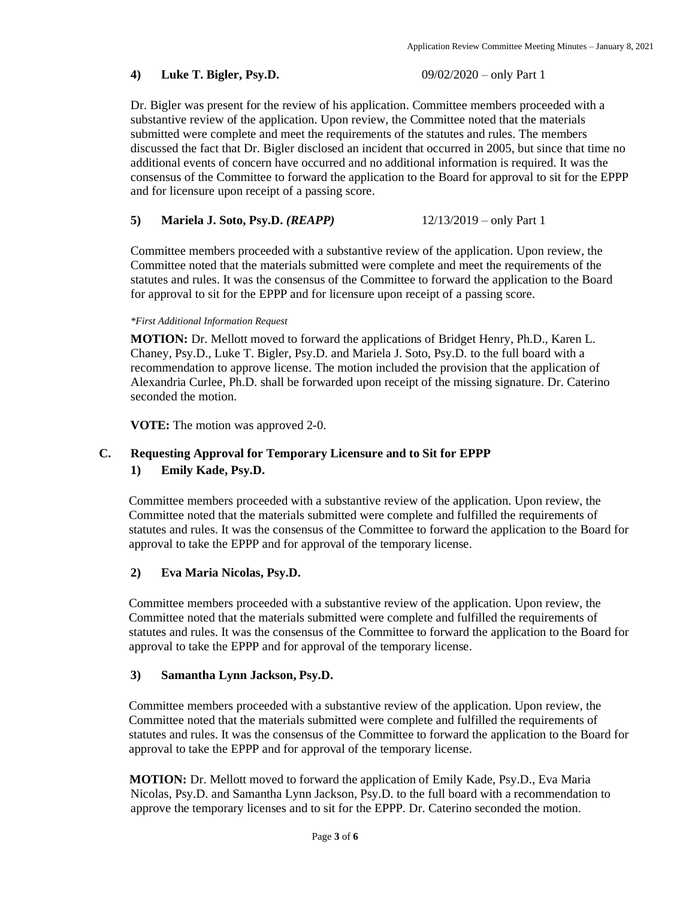**4) Luke T. Bigler, Psy.D.** 09/02/2020 – only Part 1

Dr. Bigler was present for the review of his application. Committee members proceeded with a substantive review of the application. Upon review, the Committee noted that the materials submitted were complete and meet the requirements of the statutes and rules. The members discussed the fact that Dr. Bigler disclosed an incident that occurred in 2005, but since that time no additional events of concern have occurred and no additional information is required. It was the consensus of the Committee to forward the application to the Board for approval to sit for the EPPP and for licensure upon receipt of a passing score.

**5) Mariela J. Soto, Psy.D. *(REAPP)*** 12/13/2019 – only Part 1

Committee members proceeded with a substantive review of the application. Upon review, the Committee noted that the materials submitted were complete and meet the requirements of the statutes and rules. It was the consensus of the Committee to forward the application to the Board for approval to sit for the EPPP and for licensure upon receipt of a passing score.

*\*First Additional Information Request*

**MOTION:** Dr. Mellott moved to forward the applications of Bridget Henry, Ph.D., Karen L. Chaney, Psy.D., Luke T. Bigler, Psy.D. and Mariela J. Soto, Psy.D. to the full board with a recommendation to approve license. The motion included the provision that the application of Alexandria Curlee, Ph.D. shall be forwarded upon receipt of the missing signature. Dr. Caterino seconded the motion.

**VOTE:** The motion was approved 2-0.

## C. Requesting Approval for Temporary Licensure and to Sit for EPPP

**1) Emily Kade, Psy.D.**

Committee members proceeded with a substantive review of the application. Upon review, the Committee noted that the materials submitted were complete and fulfilled the requirements of statutes and rules. It was the consensus of the Committee to forward the application to the Board for approval to take the EPPP and for approval of the temporary license.

**2) Eva Maria Nicolas, Psy.D.**

Committee members proceeded with a substantive review of the application. Upon review, the Committee noted that the materials submitted were complete and fulfilled the requirements of statutes and rules. It was the consensus of the Committee to forward the application to the Board for approval to take the EPPP and for approval of the temporary license.

**3) Samantha Lynn Jackson, Psy.D.**

Committee members proceeded with a substantive review of the application. Upon review, the Committee noted that the materials submitted were complete and fulfilled the requirements of statutes and rules. It was the consensus of the Committee to forward the application to the Board for approval to take the EPPP and for approval of the temporary license.

**MOTION:** Dr. Mellott moved to forward the application of Emily Kade, Psy.D., Eva Maria Nicolas, Psy.D. and Samantha Lynn Jackson, Psy.D. to the full board with a recommendation to approve the temporary licenses and to sit for the EPPP. Dr. Caterino seconded the motion.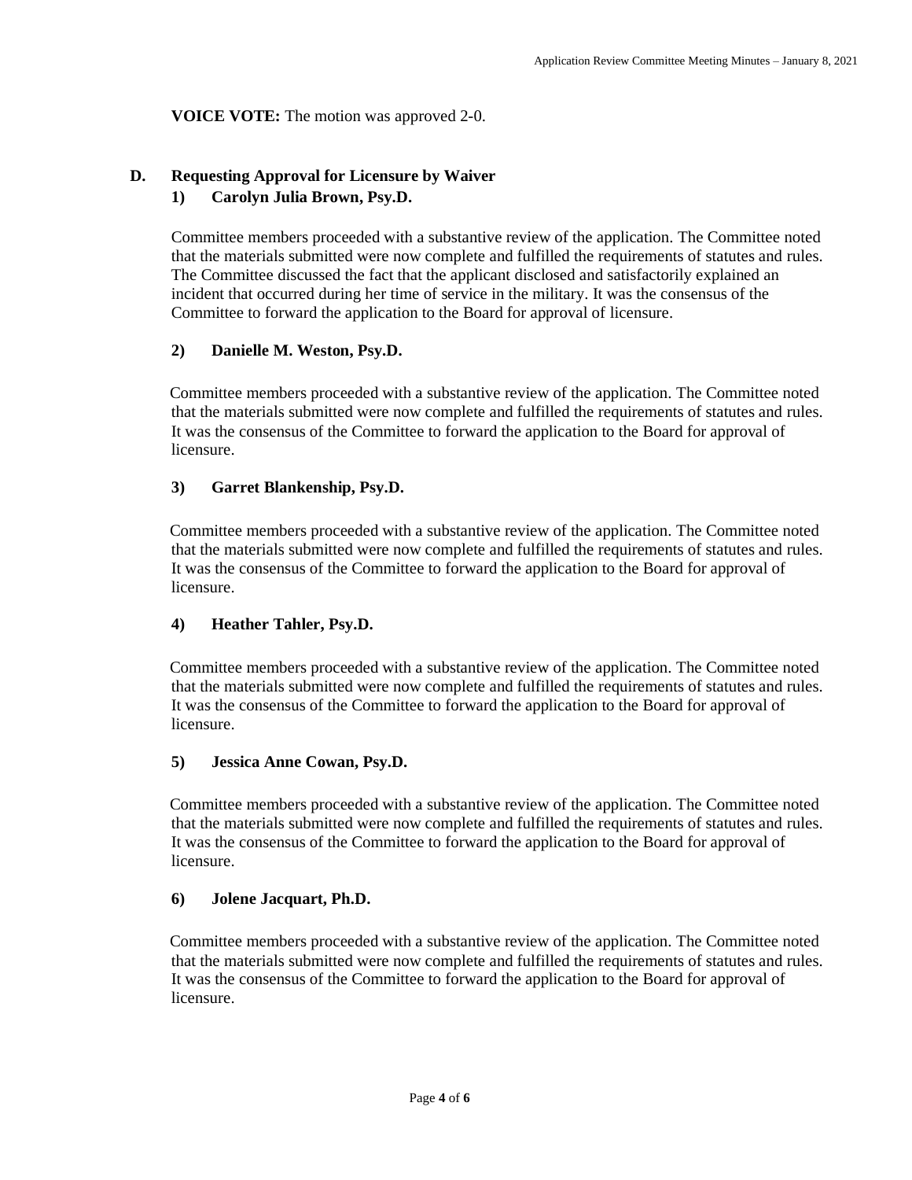**VOICE VOTE:** The motion was approved 2-0.

## D. Requesting Approval for Licensure by Waiver

### 1) Carolyn Julia Brown, Psy.D.

Committee members proceeded with a substantive review of the application. The Committee noted that the materials submitted were now complete and fulfilled the requirements of statutes and rules. The Committee discussed the fact that the applicant disclosed and satisfactorily explained an incident that occurred during her time of service in the military. It was the consensus of the Committee to forward the application to the Board for approval of licensure.

### 2) Danielle M. Weston, Psy.D.

Committee members proceeded with a substantive review of the application. The Committee noted that the materials submitted were now complete and fulfilled the requirements of statutes and rules. It was the consensus of the Committee to forward the application to the Board for approval of licensure.

### 3) Garret Blankenship, Psy.D.

Committee members proceeded with a substantive review of the application. The Committee noted that the materials submitted were now complete and fulfilled the requirements of statutes and rules. It was the consensus of the Committee to forward the application to the Board for approval of licensure.

### 4) Heather Tahler, Psy.D.

Committee members proceeded with a substantive review of the application. The Committee noted that the materials submitted were now complete and fulfilled the requirements of statutes and rules. It was the consensus of the Committee to forward the application to the Board for approval of licensure.

### 5) Jessica Anne Cowan, Psy.D.

Committee members proceeded with a substantive review of the application. The Committee noted that the materials submitted were now complete and fulfilled the requirements of statutes and rules. It was the consensus of the Committee to forward the application to the Board for approval of licensure.

### 6) Jolene Jacquart, Ph.D.

Committee members proceeded with a substantive review of the application. The Committee noted that the materials submitted were now complete and fulfilled the requirements of statutes and rules. It was the consensus of the Committee to forward the application to the Board for approval of licensure.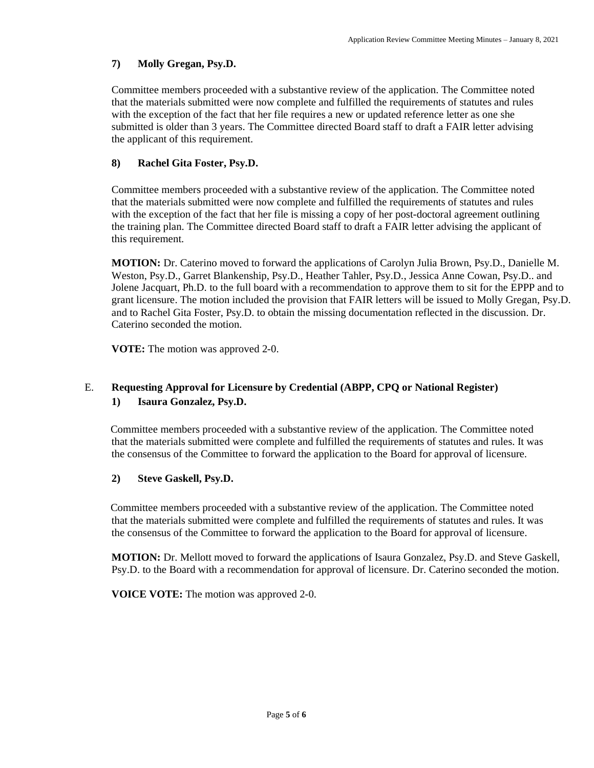**7) Molly Gregan, Psy.D.**

Committee members proceeded with a substantive review of the application. The Committee noted that the materials submitted were now complete and fulfilled the requirements of statutes and rules with the exception of the fact that her file requires a new or updated reference letter as one she submitted is older than 3 years. The Committee directed Board staff to draft a FAIR letter advising the applicant of this requirement.

**8) Rachel Gita Foster, Psy.D.**

Committee members proceeded with a substantive review of the application. The Committee noted that the materials submitted were now complete and fulfilled the requirements of statutes and rules with the exception of the fact that her file is missing a copy of her post-doctoral agreement outlining the training plan. The Committee directed Board staff to draft a FAIR letter advising the applicant of this requirement.

**MOTION:** Dr. Caterino moved to forward the applications of Carolyn Julia Brown, Psy.D., Danielle M. Weston, Psy.D., Garret Blankenship, Psy.D., Heather Tahler, Psy.D., Jessica Anne Cowan, Psy.D.. and Jolene Jacquart, Ph.D. to the full board with a recommendation to approve them to sit for the EPPP and to grant licensure. The motion included the provision that FAIR letters will be issued to Molly Gregan, Psy.D. and to Rachel Gita Foster, Psy.D. to obtain the missing documentation reflected in the discussion. Dr. Caterino seconded the motion.

**VOTE:** The motion was approved 2-0.

E. **Requesting Approval for Licensure by Credential (ABPP, CPQ or National Register)**

**1) Isaura Gonzalez, Psy.D.**

Committee members proceeded with a substantive review of the application. The Committee noted that the materials submitted were complete and fulfilled the requirements of statutes and rules. It was the consensus of the Committee to forward the application to the Board for approval of licensure.

**2) Steve Gaskell, Psy.D.**

Committee members proceeded with a substantive review of the application. The Committee noted that the materials submitted were complete and fulfilled the requirements of statutes and rules. It was the consensus of the Committee to forward the application to the Board for approval of licensure.

**MOTION:** Dr. Mellott moved to forward the applications of Isaura Gonzalez, Psy.D. and Steve Gaskell, Psy.D. to the Board with a recommendation for approval of licensure. Dr. Caterino seconded the motion.

**VOICE VOTE:** The motion was approved 2-0.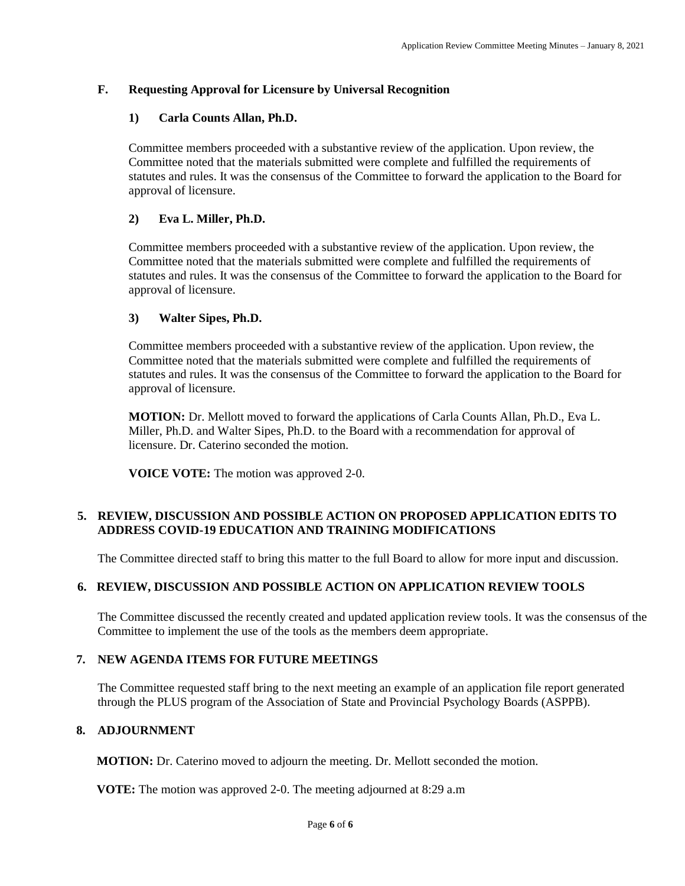### F. Requesting Approval for Licensure by Universal Recognition

#### 1) Carla Counts Allan, Ph.D.

Committee members proceeded with a substantive review of the application. Upon review, the Committee noted that the materials submitted were complete and fulfilled the requirements of statutes and rules. It was the consensus of the Committee to forward the application to the Board for approval of licensure.

#### 2) Eva L. Miller, Ph.D.

Committee members proceeded with a substantive review of the application. Upon review, the Committee noted that the materials submitted were complete and fulfilled the requirements of statutes and rules. It was the consensus of the Committee to forward the application to the Board for approval of licensure.

#### 3) Walter Sipes, Ph.D.

Committee members proceeded with a substantive review of the application. Upon review, the Committee noted that the materials submitted were complete and fulfilled the requirements of statutes and rules. It was the consensus of the Committee to forward the application to the Board for approval of licensure.

**MOTION:** Dr. Mellott moved to forward the applications of Carla Counts Allan, Ph.D., Eva L. Miller, Ph.D. and Walter Sipes, Ph.D. to the Board with a recommendation for approval of licensure. Dr. Caterino seconded the motion.

**VOICE VOTE:** The motion was approved 2-0.

## 5. REVIEW, DISCUSSION AND POSSIBLE ACTION ON PROPOSED APPLICATION EDITS TO ADDRESS COVID-19 EDUCATION AND TRAINING MODIFICATIONS

The Committee directed staff to bring this matter to the full Board to allow for more input and discussion.

## 6. REVIEW, DISCUSSION AND POSSIBLE ACTION ON APPLICATION REVIEW TOOLS

The Committee discussed the recently created and updated application review tools. It was the consensus of the Committee to implement the use of the tools as the members deem appropriate.

## 7. NEW AGENDA ITEMS FOR FUTURE MEETINGS

The Committee requested staff bring to the next meeting an example of an application file report generated through the PLUS program of the Association of State and Provincial Psychology Boards (ASPPB).

## 8. ADJOURNMENT

**MOTION:** Dr. Caterino moved to adjourn the meeting. Dr. Mellott seconded the motion.

**VOTE:** The motion was approved 2-0. The meeting adjourned at 8:29 a.m